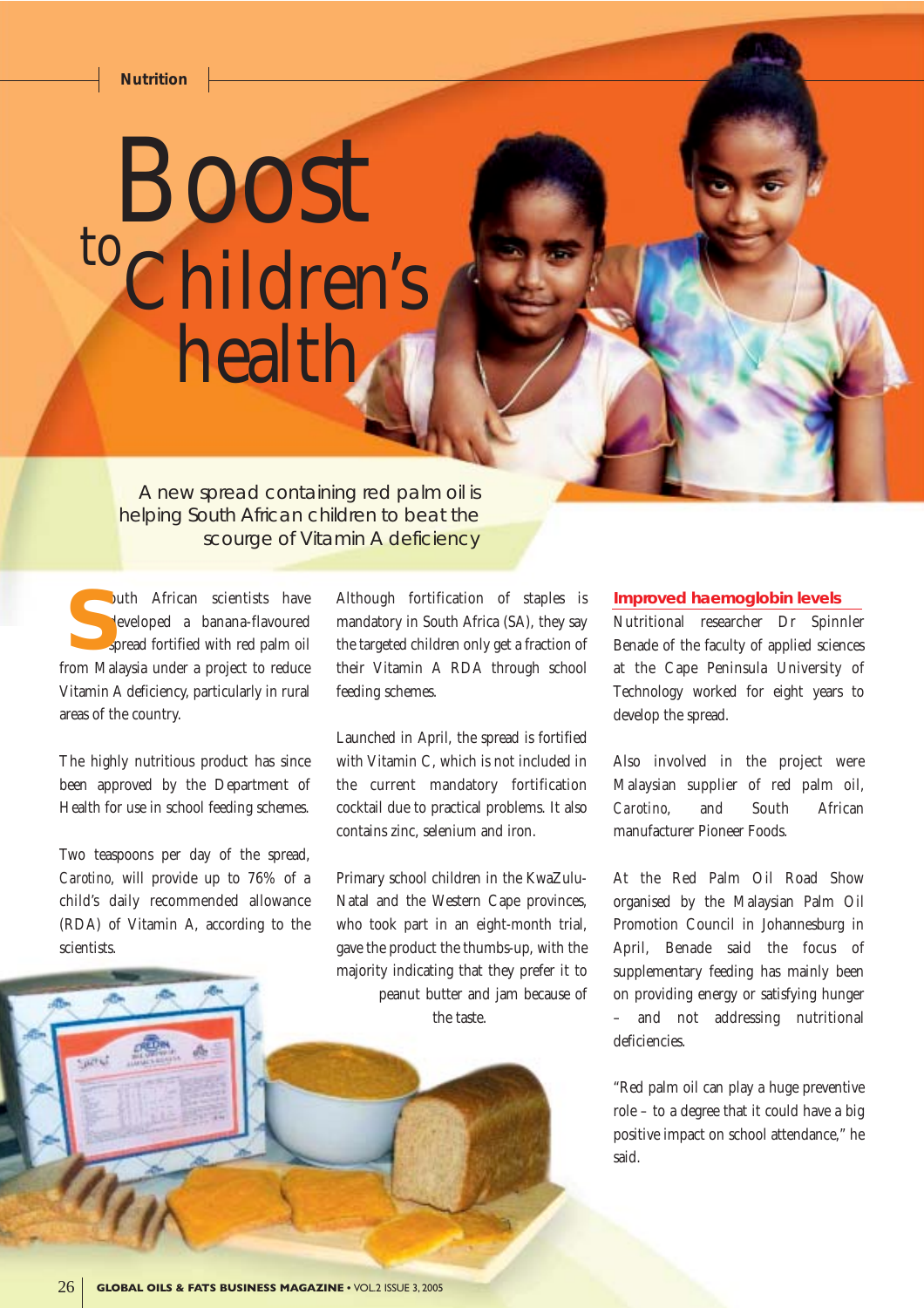# Boost to Children's health

A new spread containing red palm oil is helping South African children to beat the scourge of Vitamin A deficiency

South African scientists have developed a banana-flavoured spread fortified with red palm oil from Malaysia under a project to reduce Vitamin A deficiency, particularly in rural areas of the country.

The highly nutritious product has since been approved by the Department of Health for use in school feeding schemes.

Two teaspoons per day of the spread, *Carotino*, will provide up to 76% of a child's daily recommended allowance (RDA) of Vitamin A, according to the scientists.

Although fortification of staples is mandatory in South Africa (SA), they say the targeted children only get a fraction of their Vitamin A RDA through school feeding schemes.

Launched in April, the spread is fortified with Vitamin C, which is not included in the current mandatory fortification cocktail due to practical problems. It also contains zinc, selenium and iron.

Primary school children in the KwaZulu-Natal and the Western Cape provinces, who took part in an eight-month trial, gave the product the thumbs-up, with the majority indicating that they prefer it to peanut butter and jam because of the taste.

## Improved haemoglobin levels

Nutritional researcher Dr Spinnler Benade of the faculty of applied sciences at the Cape Peninsula University of Technology worked for eight years to develop the spread.

Also involved in the project were Malaysian supplier of red palm oil, *Carotino*, and South African manufacturer Pioneer Foods.

At the Red Palm Oil Road Show organised by the Malaysian Palm Oil Promotion Council in Johannesburg in April, Benade said the focus of supplementary feeding has mainly been on providing energy or satisfying hunger – and not addressing nutritional deficiencies.

"Red palm oil can play a huge preventive role – to a degree that it could have a big positive impact on school attendance," he said.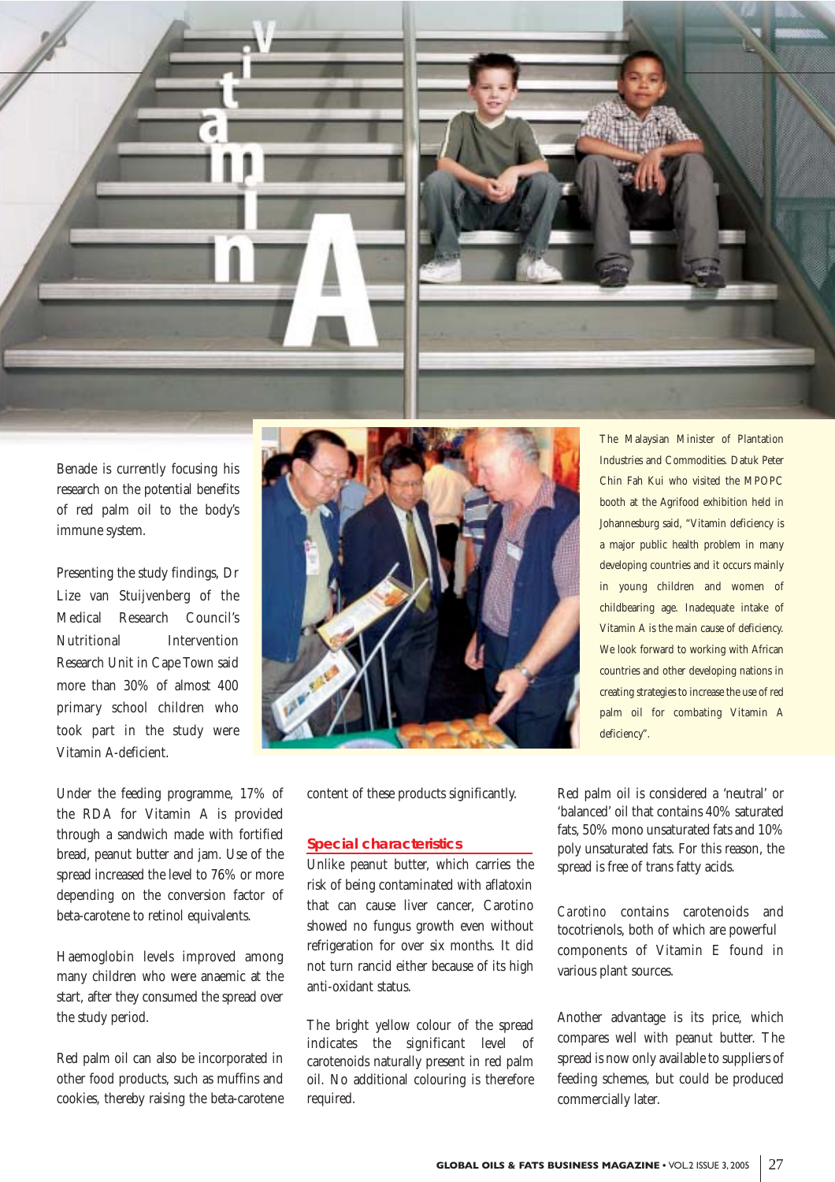Benade is currently focusing his research on the potential benefits of red palm oil to the body's immune system.

Presenting the study findings, Dr Lize van Stuijvenberg of the Medical Research Council's Nutritional Intervention Research Unit in Cape Town said more than 30% of almost 400 primary school children who took part in the study were Vitamin A-deficient.

The Malaysian Minister of Plantation Industries and Commodities, Datuk Peter Chin Fah Kui who visited the MPOPC booth at the Agrifood exhibition held in Johannesburg said, "Vitamin deficiency is a major public health problem in many developing countries and it occurs mainly in young children and women of childbearing age. Inadequate intake of Vitamin A is the main cause of deficiency. We look forward to working with African countries and other developing nations in creating strategies to increase the use of red palm oil for combating Vitamin A deficiency".

Under the feeding programme, 17% of the RDA for Vitamin A is provided through a sandwich made with fortified bread, peanut butter and jam. Use of the spread increased the level to 76% or more depending on the conversion factor of beta-carotene to retinol equivalents.

Haemoglobin levels improved among many children who were anaemic at the start, after they consumed the spread over the study period.

Red palm oil can also be incorporated in other food products, such as muffins and cookies, thereby raising the beta-carotene content of these products significantly.

## Special characteristics

Unlike peanut butter, which carries the risk of being contaminated with aflatoxin that can cause liver cancer, Carotino showed no fungus growth even without refrigeration for over six months. It did not turn rancid either because of its high anti-oxidant status.

The bright yellow colour of the spread indicates the significant level of carotenoids naturally present in red palm oil. No additional colouring is therefore required.

Red palm oil is considered a 'neutral' or 'balanced' oil that contains 40% saturated fats, 50% mono unsaturated fats and 10% poly unsaturated fats. For this reason, the spread is free of trans fatty acids.

*Carotino* contains carotenoids and tocotrienols, both of which are powerful components of Vitamin E found in various plant sources.

Another advantage is its price, which compares well with peanut butter. The spread is now only available to suppliers of feeding schemes, but could be produced commercially later.